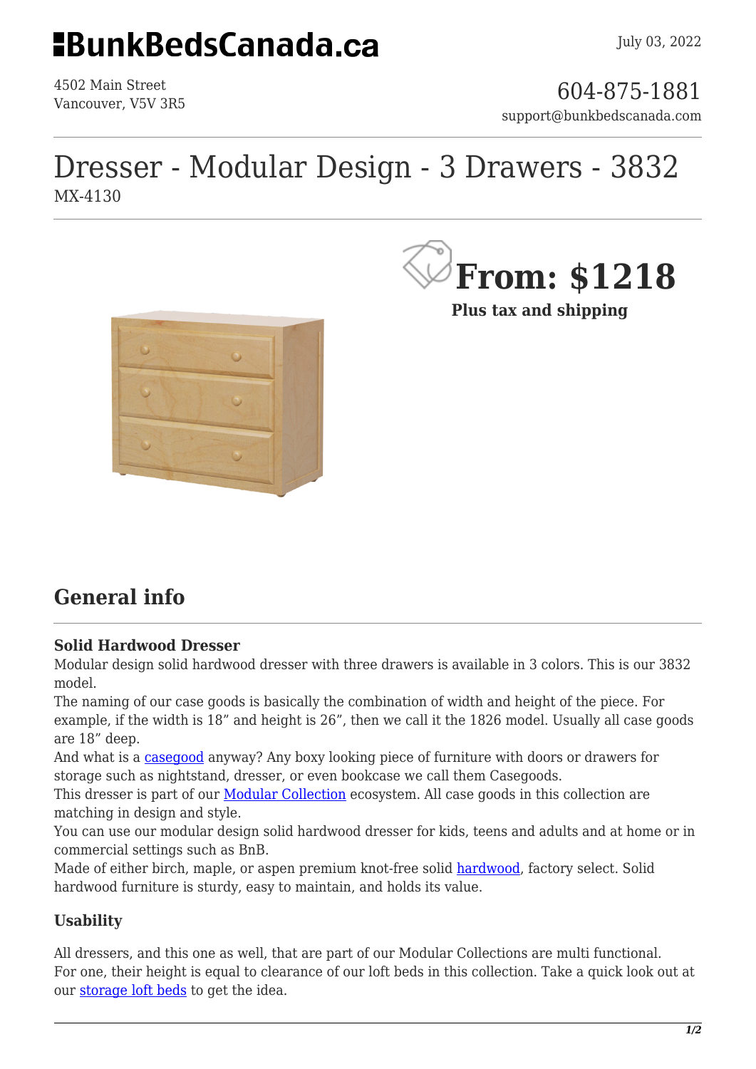# BunkBedsCanada.ca

July 03, 2022

4502 Main Street
Vancouver, V5V 3R5

604-875-1881
support@bunkbedscanada.com

# Dresser - Modular Design - 3 Drawers - 3832

MX-4130

**From: $1218**

**Plus tax and shipping**

## General info

### Solid Hardwood Dresser

Modular design solid hardwood dresser with three drawers is available in 3 colors. This is our 3832 model.
The naming of our case goods is basically the combination of width and height of the piece. For example, if the width is 18" and height is 26", then we call it the 1826 model. Usually all case goods are 18" deep.
And what is a casegood anyway? Any boxy looking piece of furniture with doors or drawers for storage such as nightstand, dresser, or even bookcase we call them Casegoods.
This dresser is part of our Modular Collection ecosystem. All case goods in this collection are matching in design and style.
You can use our modular design solid hardwood dresser for kids, teens and adults and at home or in commercial settings such as BnB.
Made of either birch, maple, or aspen premium knot-free solid hardwood, factory select. Solid hardwood furniture is sturdy, easy to maintain, and holds its value.

### Usability

All dressers, and this one as well, that are part of our Modular Collections are multi functional. For one, their height is equal to clearance of our loft beds in this collection. Take a quick look out at our storage loft beds to get the idea.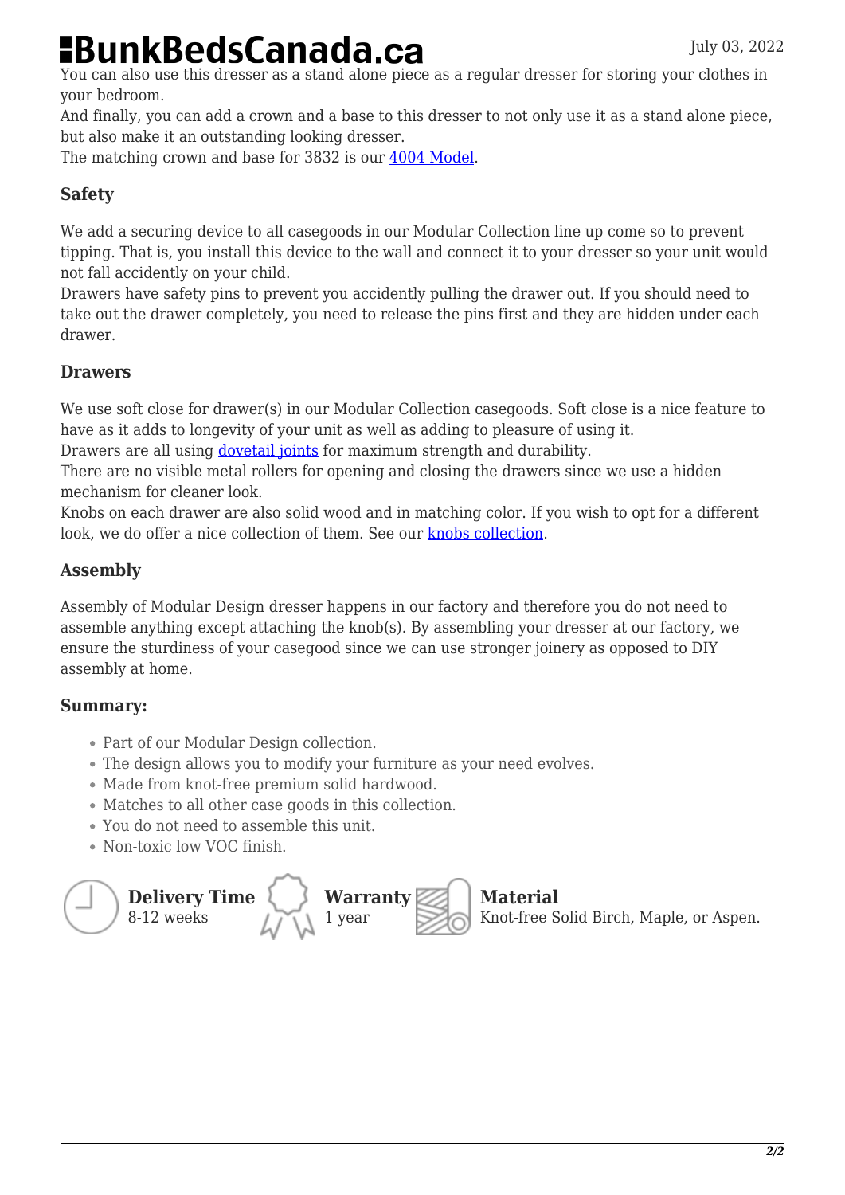You can also use this dresser as a stand alone piece as a regular dresser for storing your clothes in your bedroom.
And finally, you can add a crown and a base to this dresser to not only use it as a stand alone piece, but also make it an outstanding looking dresser.
The matching crown and base for 3832 is our 4004 Model.

### Safety

We add a securing device to all casegoods in our Modular Collection line up come so to prevent tipping. That is, you install this device to the wall and connect it to your dresser so your unit would not fall accidently on your child.
Drawers have safety pins to prevent you accidently pulling the drawer out. If you should need to take out the drawer completely, you need to release the pins first and they are hidden under each drawer.

### Drawers

We use soft close for drawer(s) in our Modular Collection casegoods. Soft close is a nice feature to have as it adds to longevity of your unit as well as adding to pleasure of using it.
Drawers are all using dovetail joints for maximum strength and durability.
There are no visible metal rollers for opening and closing the drawers since we use a hidden mechanism for cleaner look.
Knobs on each drawer are also solid wood and in matching color. If you wish to opt for a different look, we do offer a nice collection of them. See our knobs collection.

### Assembly

Assembly of Modular Design dresser happens in our factory and therefore you do not need to assemble anything except attaching the knob(s). By assembling your dresser at our factory, we ensure the sturdiness of your casegood since we can use stronger joinery as opposed to DIY assembly at home.

### Summary:

- Part of our Modular Design collection.
- The design allows you to modify your furniture as your need evolves.
- Made from knot-free premium solid hardwood.
- Matches to all other case goods in this collection.
- You do not need to assemble this unit.
- Non-toxic low VOC finish.

**Delivery Time**
8-12 weeks

**Warranty**
1 year

**Material**
Knot-free Solid Birch, Maple, or Aspen.